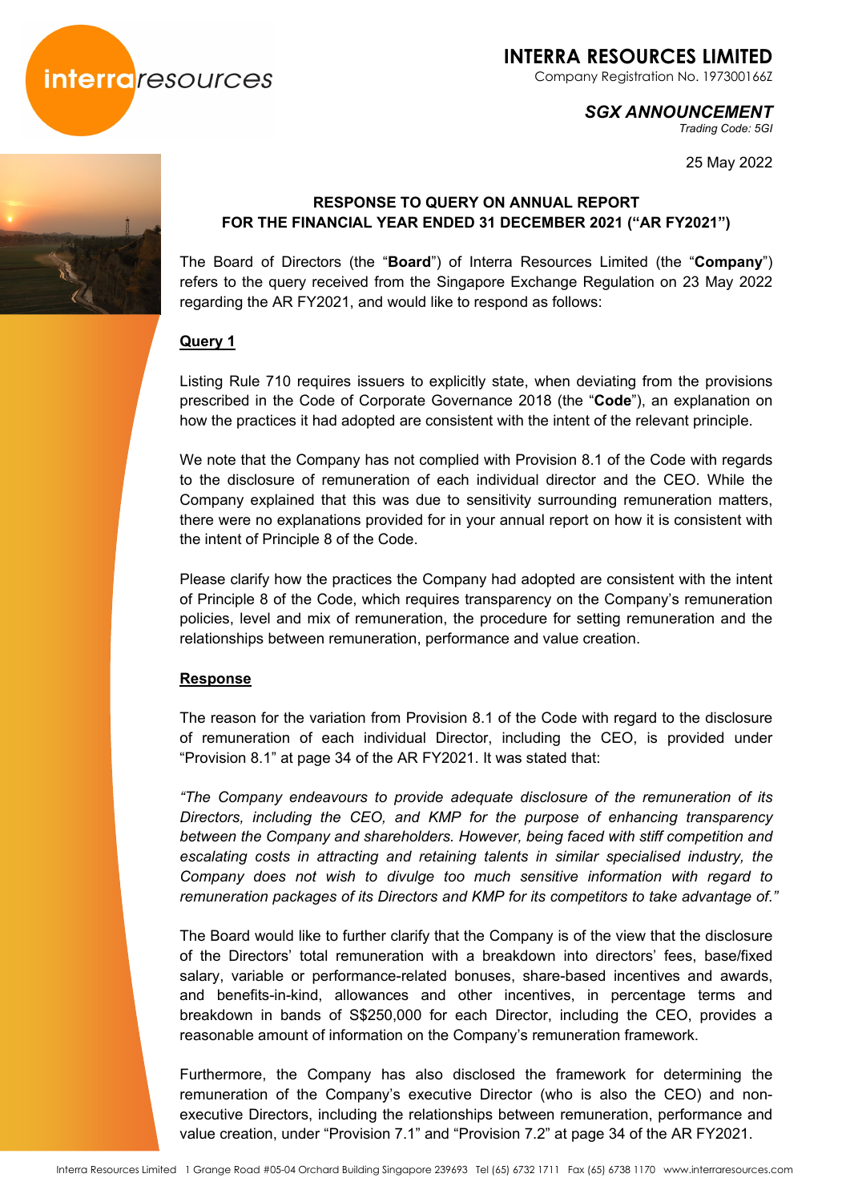**INTERRA RESOURCES LIMITED**
Company Registration No. 197300166Z

***SGX ANNOUNCEMENT***
*Trading Code: 5GI*

25 May 2022

**RESPONSE TO QUERY ON ANNUAL REPORT FOR THE FINANCIAL YEAR ENDED 31 DECEMBER 2021 ("AR FY2021")**

The Board of Directors (the "**Board**") of Interra Resources Limited (the "**Company**") refers to the query received from the Singapore Exchange Regulation on 23 May 2022 regarding the AR FY2021, and would like to respond as follows:

**Query 1**

Listing Rule 710 requires issuers to explicitly state, when deviating from the provisions prescribed in the Code of Corporate Governance 2018 (the "**Code**"), an explanation on how the practices it had adopted are consistent with the intent of the relevant principle.

We note that the Company has not complied with Provision 8.1 of the Code with regards to the disclosure of remuneration of each individual director and the CEO. While the Company explained that this was due to sensitivity surrounding remuneration matters, there were no explanations provided for in your annual report on how it is consistent with the intent of Principle 8 of the Code.

Please clarify how the practices the Company had adopted are consistent with the intent of Principle 8 of the Code, which requires transparency on the Company's remuneration policies, level and mix of remuneration, the procedure for setting remuneration and the relationships between remuneration, performance and value creation.

**Response**

The reason for the variation from Provision 8.1 of the Code with regard to the disclosure of remuneration of each individual Director, including the CEO, is provided under "Provision 8.1" at page 34 of the AR FY2021. It was stated that:

*"The Company endeavours to provide adequate disclosure of the remuneration of its Directors, including the CEO, and KMP for the purpose of enhancing transparency between the Company and shareholders. However, being faced with stiff competition and escalating costs in attracting and retaining talents in similar specialised industry, the Company does not wish to divulge too much sensitive information with regard to remuneration packages of its Directors and KMP for its competitors to take advantage of."*

The Board would like to further clarify that the Company is of the view that the disclosure of the Directors' total remuneration with a breakdown into directors' fees, base/fixed salary, variable or performance-related bonuses, share-based incentives and awards, and benefits-in-kind, allowances and other incentives, in percentage terms and breakdown in bands of S$250,000 for each Director, including the CEO, provides a reasonable amount of information on the Company's remuneration framework.

Furthermore, the Company has also disclosed the framework for determining the remuneration of the Company's executive Director (who is also the CEO) and non-executive Directors, including the relationships between remuneration, performance and value creation, under "Provision 7.1" and "Provision 7.2" at page 34 of the AR FY2021.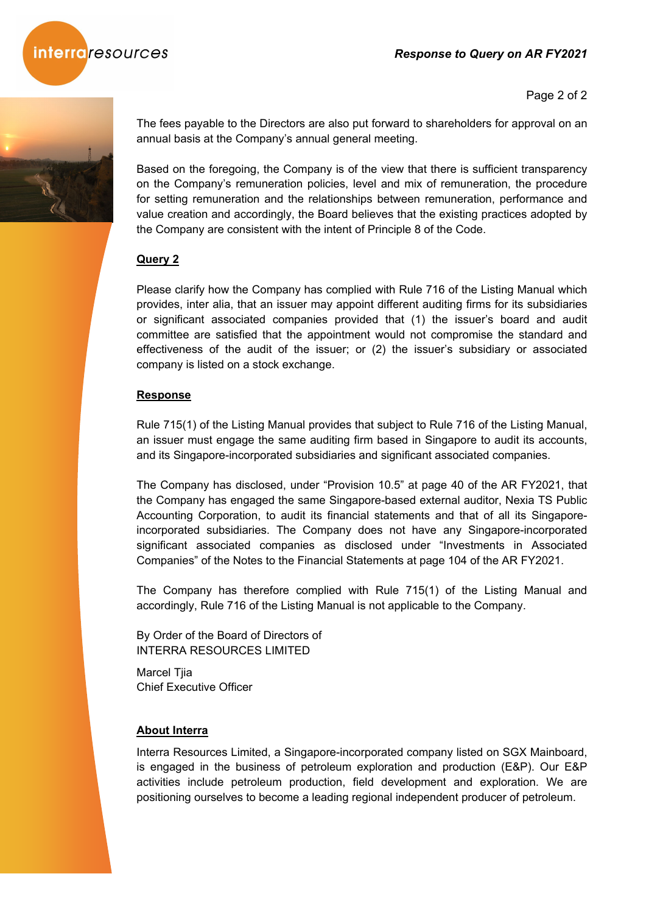The fees payable to the Directors are also put forward to shareholders for approval on an annual basis at the Company's annual general meeting.

Based on the foregoing, the Company is of the view that there is sufficient transparency on the Company's remuneration policies, level and mix of remuneration, the procedure for setting remuneration and the relationships between remuneration, performance and value creation and accordingly, the Board believes that the existing practices adopted by the Company are consistent with the intent of Principle 8 of the Code.

**Query 2**

Please clarify how the Company has complied with Rule 716 of the Listing Manual which provides, inter alia, that an issuer may appoint different auditing firms for its subsidiaries or significant associated companies provided that (1) the issuer's board and audit committee are satisfied that the appointment would not compromise the standard and effectiveness of the audit of the issuer; or (2) the issuer's subsidiary or associated company is listed on a stock exchange.

**Response**

Rule 715(1) of the Listing Manual provides that subject to Rule 716 of the Listing Manual, an issuer must engage the same auditing firm based in Singapore to audit its accounts, and its Singapore-incorporated subsidiaries and significant associated companies.

The Company has disclosed, under "Provision 10.5" at page 40 of the AR FY2021, that the Company has engaged the same Singapore-based external auditor, Nexia TS Public Accounting Corporation, to audit its financial statements and that of all its Singapore-incorporated subsidiaries. The Company does not have any Singapore-incorporated significant associated companies as disclosed under "Investments in Associated Companies" of the Notes to the Financial Statements at page 104 of the AR FY2021.

The Company has therefore complied with Rule 715(1) of the Listing Manual and accordingly, Rule 716 of the Listing Manual is not applicable to the Company.

By Order of the Board of Directors of
INTERRA RESOURCES LIMITED

Marcel Tjia
Chief Executive Officer

**About Interra**

Interra Resources Limited, a Singapore-incorporated company listed on SGX Mainboard, is engaged in the business of petroleum exploration and production (E&P). Our E&P activities include petroleum production, field development and exploration. We are positioning ourselves to become a leading regional independent producer of petroleum.